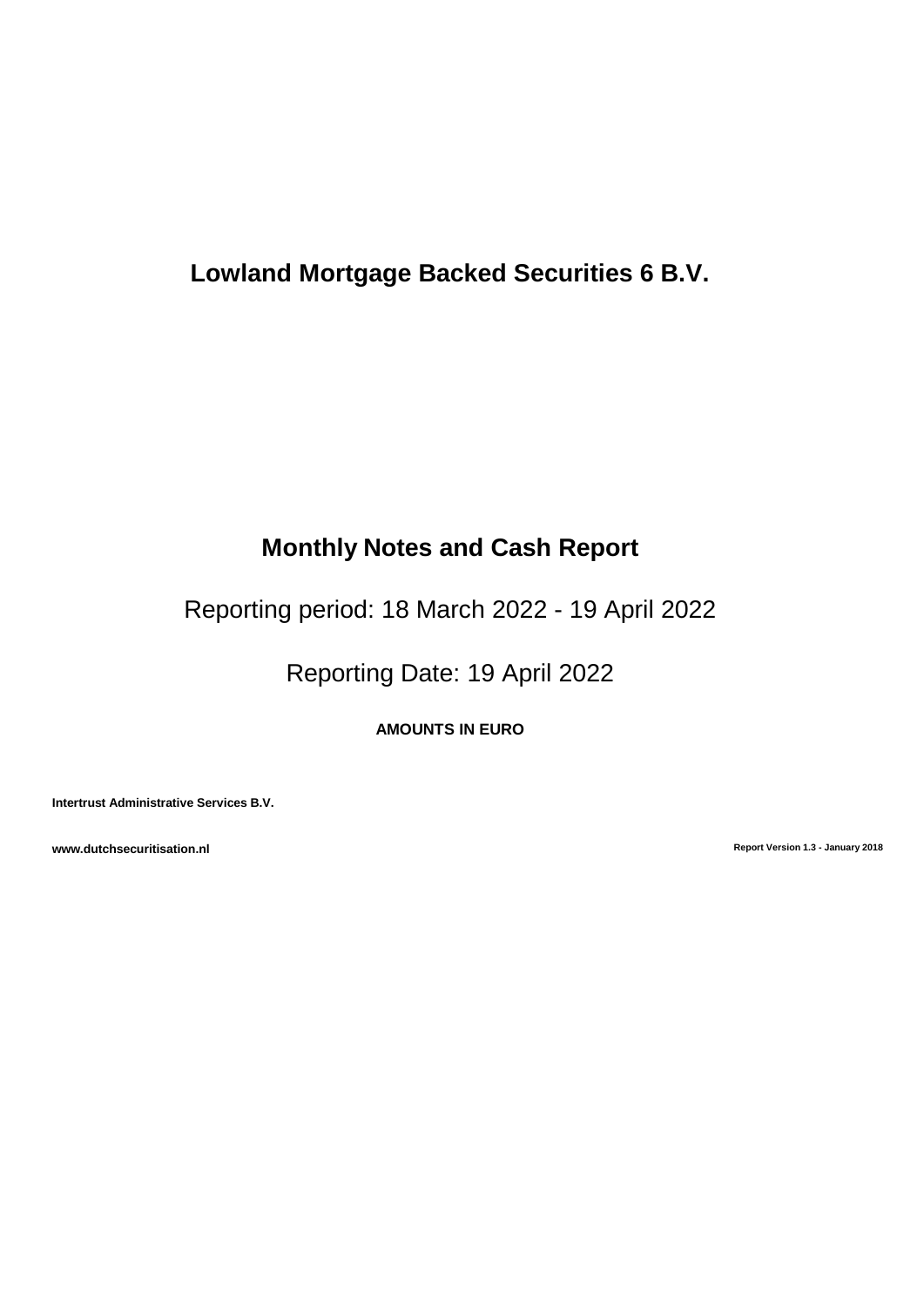# Lowland Mortgage Backed Securities 6 B.V.

## Monthly Notes and Cash Report

Reporting period: 18 March 2022 - 19 April 2022

Reporting Date: 19 April 2022

**AMOUNTS IN EURO**

**Intertrust Administrative Services B.V.**

**www.dutchsecuritisation.nl**

**Report Version 1.3 - January 2018**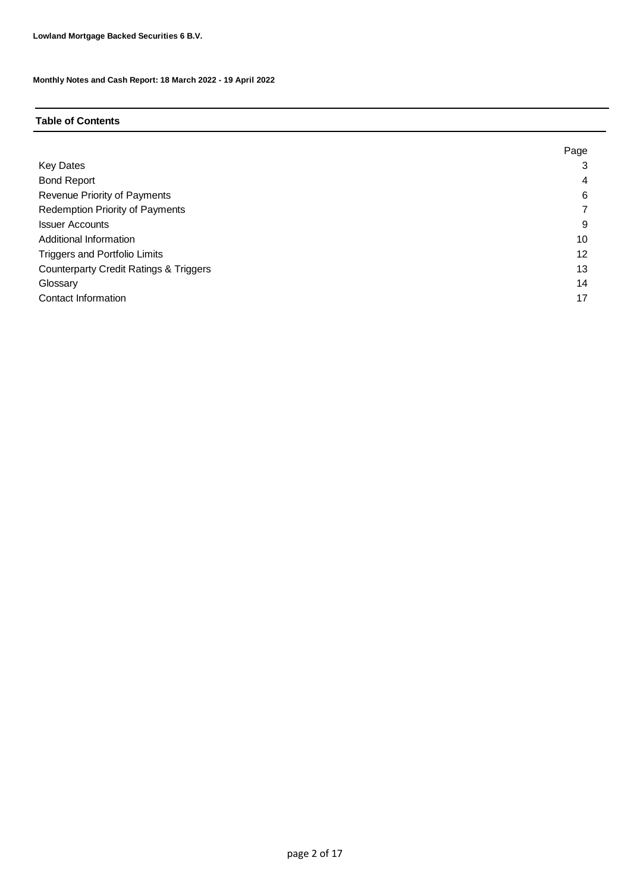**Lowland Mortgage Backed Securities 6 B.V.**

**Monthly Notes and Cash Report: 18 March 2022 - 19 April 2022**

## Table of Contents

| | Page |
|---|---|
| Key Dates | 3 |
| Bond Report | 4 |
| Revenue Priority of Payments | 6 |
| Redemption Priority of Payments | 7 |
| Issuer Accounts | 9 |
| Additional Information | 10 |
| Triggers and Portfolio Limits | 12 |
| Counterparty Credit Ratings & Triggers | 13 |
| Glossary | 14 |
| Contact Information | 17 |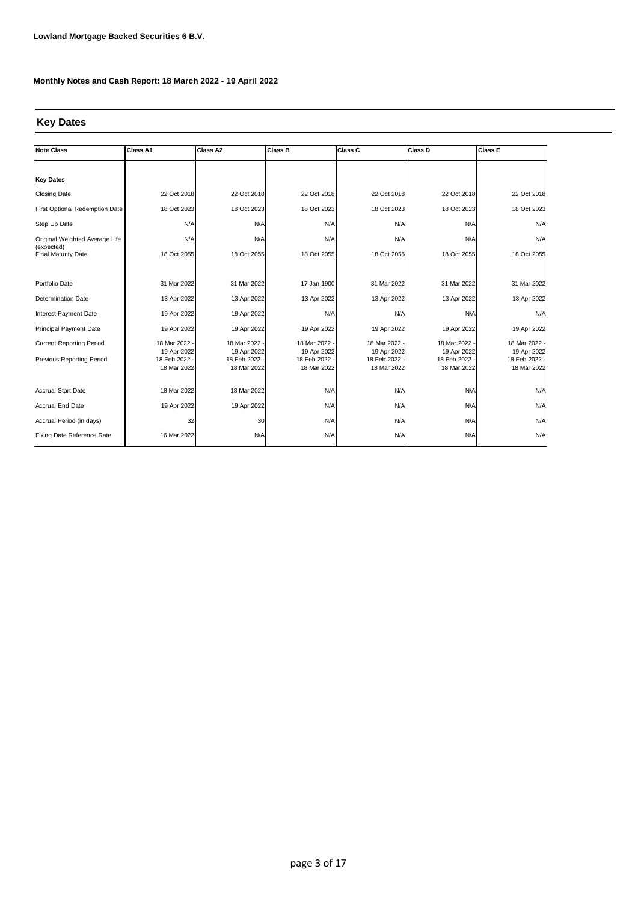**Lowland Mortgage Backed Securities 6 B.V.**

**Monthly Notes and Cash Report: 18 March 2022 - 19 April 2022**

## Key Dates

| Note Class | Class A1 | Class A2 | Class B | Class C | Class D | Class E |
|---|---|---|---|---|---|---|
| **Key Dates** | | | | | | |
| Closing Date | 22 Oct 2018 | 22 Oct 2018 | 22 Oct 2018 | 22 Oct 2018 | 22 Oct 2018 | 22 Oct 2018 |
| First Optional Redemption Date | 18 Oct 2023 | 18 Oct 2023 | 18 Oct 2023 | 18 Oct 2023 | 18 Oct 2023 | 18 Oct 2023 |
| Step Up Date | N/A | N/A | N/A | N/A | N/A | N/A |
| Original Weighted Average Life (expected) | N/A | N/A | N/A | N/A | N/A | N/A |
| Final Maturity Date | 18 Oct 2055 | 18 Oct 2055 | 18 Oct 2055 | 18 Oct 2055 | 18 Oct 2055 | 18 Oct 2055 |
| Portfolio Date | 31 Mar 2022 | 31 Mar 2022 | 17 Jan 1900 | 31 Mar 2022 | 31 Mar 2022 | 31 Mar 2022 |
| Determination Date | 13 Apr 2022 | 13 Apr 2022 | 13 Apr 2022 | 13 Apr 2022 | 13 Apr 2022 | 13 Apr 2022 |
| Interest Payment Date | 19 Apr 2022 | 19 Apr 2022 | N/A | N/A | N/A | N/A |
| Principal Payment Date | 19 Apr 2022 | 19 Apr 2022 | 19 Apr 2022 | 19 Apr 2022 | 19 Apr 2022 | 19 Apr 2022 |
| Current Reporting Period | 18 Mar 2022 - 19 Apr 2022 | 18 Mar 2022 - 19 Apr 2022 | 18 Mar 2022 - 19 Apr 2022 | 18 Mar 2022 - 19 Apr 2022 | 18 Mar 2022 - 19 Apr 2022 | 18 Mar 2022 - 19 Apr 2022 |
| Previous Reporting Period | 18 Feb 2022 - 18 Mar 2022 | 18 Feb 2022 - 18 Mar 2022 | 18 Feb 2022 - 18 Mar 2022 | 18 Feb 2022 - 18 Mar 2022 | 18 Feb 2022 - 18 Mar 2022 | 18 Feb 2022 - 18 Mar 2022 |
| Accrual Start Date | 18 Mar 2022 | 18 Mar 2022 | N/A | N/A | N/A | N/A |
| Accrual End Date | 19 Apr 2022 | 19 Apr 2022 | N/A | N/A | N/A | N/A |
| Accrual Period (in days) | 32 | 30 | N/A | N/A | N/A | N/A |
| Fixing Date Reference Rate | 16 Mar 2022 | N/A | N/A | N/A | N/A | N/A |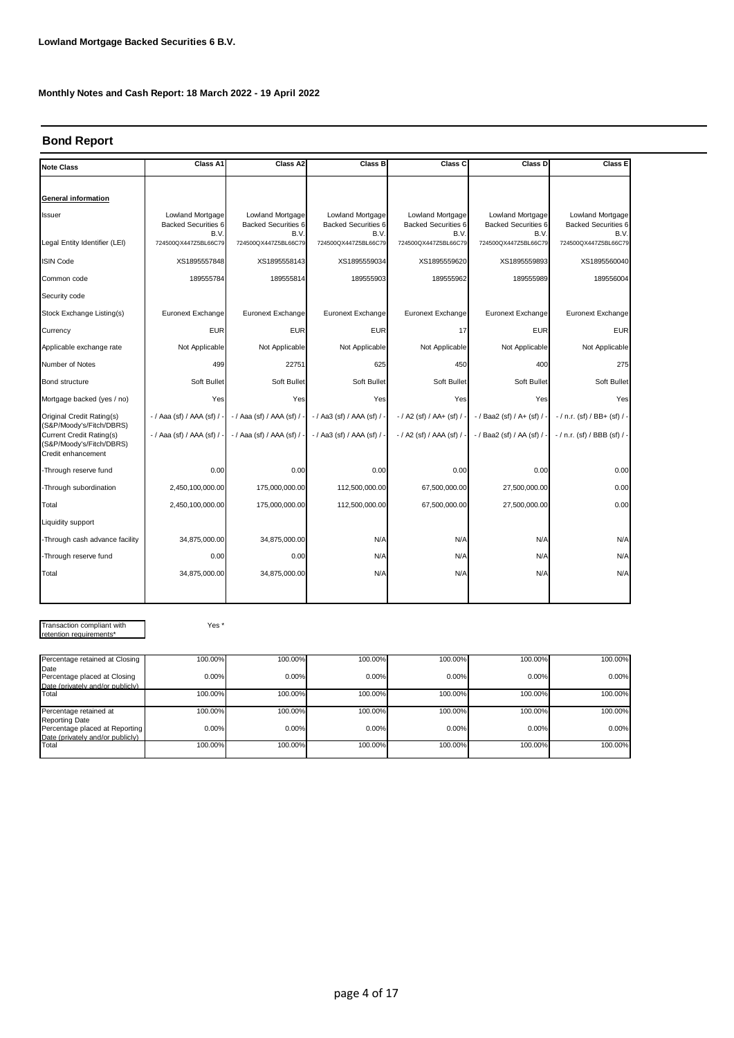**Lowland Mortgage Backed Securities 6 B.V.**

**Monthly Notes and Cash Report: 18 March 2022 - 19 April 2022**

## Bond Report

| Note Class | Class A1 | Class A2 | Class B | Class C | Class D | Class E |
|---|---|---|---|---|---|---|
| **General information** | | | | | | |
| Issuer | Lowland Mortgage Backed Securities 6 B.V. | Lowland Mortgage Backed Securities 6 B.V. | Lowland Mortgage Backed Securities 6 B.V. | Lowland Mortgage Backed Securities 6 B.V. | Lowland Mortgage Backed Securities 6 B.V. | Lowland Mortgage Backed Securities 6 B.V. |
| Legal Entity Identifier (LEI) | 724500QX447Z5BL66C79 | 724500QX447Z5BL66C79 | 724500QX447Z5BL66C79 | 724500QX447Z5BL66C79 | 724500QX447Z5BL66C79 | 724500QX447Z5BL66C79 |
| ISIN Code | XS1895557848 | XS1895558143 | XS1895559034 | XS1895559620 | XS1895559893 | XS1895560040 |
| Common code | 189555784 | 189555814 | 189555903 | 189555962 | 189555989 | 189556004 |
| Security code | | | | | | |
| Stock Exchange Listing(s) | Euronext Exchange | Euronext Exchange | Euronext Exchange | Euronext Exchange | Euronext Exchange | Euronext Exchange |
| Currency | EUR | EUR | EUR | 17 | EUR | EUR |
| Applicable exchange rate | Not Applicable | Not Applicable | Not Applicable | Not Applicable | Not Applicable | Not Applicable |
| Number of Notes | 499 | 22751 | 625 | 450 | 400 | 275 |
| Bond structure | Soft Bullet | Soft Bullet | Soft Bullet | Soft Bullet | Soft Bullet | Soft Bullet |
| Mortgage backed (yes / no) | Yes | Yes | Yes | Yes | Yes | Yes |
| Original Credit Rating(s) (S&P/Moody's/Fitch/DBRS) | - / Aaa (sf) / AAA (sf) / - | - / Aaa (sf) / AAA (sf) / - | - / Aa3 (sf) / AAA (sf) / - | - / A2 (sf) / AA+ (sf) / - | - / Baa2 (sf) / A+ (sf) / - | - / n.r. (sf) / BB+ (sf) / - |
| Current Credit Rating(s) (S&P/Moody's/Fitch/DBRS) | - / Aaa (sf) / AAA (sf) / - | - / Aaa (sf) / AAA (sf) / - | - / Aa3 (sf) / AAA (sf) / - | - / A2 (sf) / AAA (sf) / - | - / Baa2 (sf) / AA (sf) / - | - / n.r. (sf) / BBB (sf) / - |
| Credit enhancement | | | | | | |
| -Through reserve fund | 0.00 | 0.00 | 0.00 | 0.00 | 0.00 | 0.00 |
| -Through subordination | 2,450,100,000.00 | 175,000,000.00 | 112,500,000.00 | 67,500,000.00 | 27,500,000.00 | 0.00 |
| Total | 2,450,100,000.00 | 175,000,000.00 | 112,500,000.00 | 67,500,000.00 | 27,500,000.00 | 0.00 |
| Liquidity support | | | | | | |
| -Through cash advance facility | 34,875,000.00 | 34,875,000.00 | N/A | N/A | N/A | N/A |
| -Through reserve fund | 0.00 | 0.00 | N/A | N/A | N/A | N/A |
| Total | 34,875,000.00 | 34,875,000.00 | N/A | N/A | N/A | N/A |

Transaction compliant with retention requirements* Yes *

| | Class A1 | Class A2 | Class B | Class C | Class D | Class E |
|---|---|---|---|---|---|---|
| Percentage retained at Closing Date | 100.00% | 100.00% | 100.00% | 100.00% | 100.00% | 100.00% |
| Percentage placed at Closing Date (privately and/or publicly) | 0.00% | 0.00% | 0.00% | 0.00% | 0.00% | 0.00% |
| Total | 100.00% | 100.00% | 100.00% | 100.00% | 100.00% | 100.00% |
| Percentage retained at Reporting Date | 100.00% | 100.00% | 100.00% | 100.00% | 100.00% | 100.00% |
| Percentage placed at Reporting Date (privately and/or publicly) | 0.00% | 0.00% | 0.00% | 0.00% | 0.00% | 0.00% |
| Total | 100.00% | 100.00% | 100.00% | 100.00% | 100.00% | 100.00% |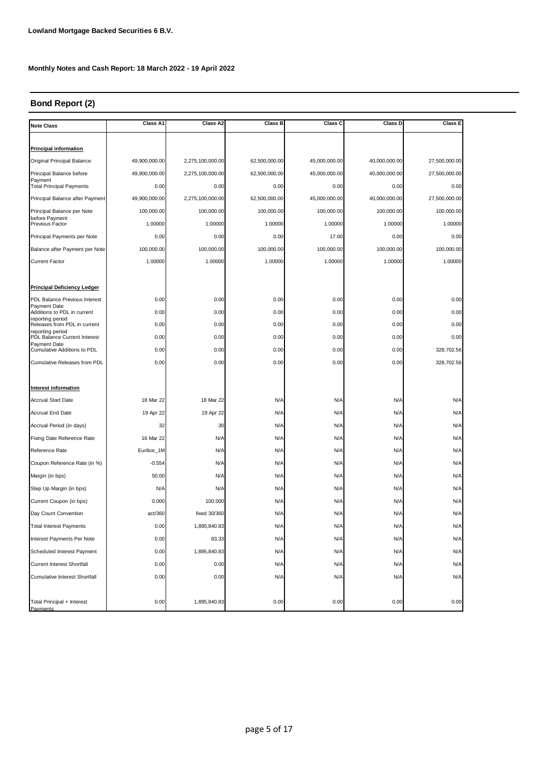**Lowland Mortgage Backed Securities 6 B.V.**

**Monthly Notes and Cash Report: 18 March 2022 - 19 April 2022**

## Bond Report (2)

| Note Class | Class A1 | Class A2 | Class B | Class C | Class D | Class E |
|---|---|---|---|---|---|---|
| **Principal information** | | | | | | |
| Original Principal Balance | 49,900,000.00 | 2,275,100,000.00 | 62,500,000.00 | 45,000,000.00 | 40,000,000.00 | 27,500,000.00 |
| Principal Balance before Payment | 49,900,000.00 | 2,275,100,000.00 | 62,500,000.00 | 45,000,000.00 | 40,000,000.00 | 27,500,000.00 |
| Total Principal Payments | 0.00 | 0.00 | 0.00 | 0.00 | 0.00 | 0.00 |
| Principal Balance after Payment | 49,900,000.00 | 2,275,100,000.00 | 62,500,000.00 | 45,000,000.00 | 40,000,000.00 | 27,500,000.00 |
| Principal Balance per Note before Payment | 100,000.00 | 100,000.00 | 100,000.00 | 100,000.00 | 100,000.00 | 100,000.00 |
| Previous Factor | 1.00000 | 1.00000 | 1.00000 | 1.00000 | 1.00000 | 1.00000 |
| Principal Payments per Note | 0.00 | 0.00 | 0.00 | 17.00 | 0.00 | 0.00 |
| Balance after Payment per Note | 100,000.00 | 100,000.00 | 100,000.00 | 100,000.00 | 100,000.00 | 100,000.00 |
| Current Factor | 1.00000 | 1.00000 | 1.00000 | 1.00000 | 1.00000 | 1.00000 |
| **Principal Deficiency Ledger** | | | | | | |
| PDL Balance Previous Interest Payment Date | 0.00 | 0.00 | 0.00 | 0.00 | 0.00 | 0.00 |
| Additions to PDL in current reporting period | 0.00 | 0.00 | 0.00 | 0.00 | 0.00 | 0.00 |
| Releases from PDL in current reporting period | 0.00 | 0.00 | 0.00 | 0.00 | 0.00 | 0.00 |
| PDL Balance Current Interest Payment Date | 0.00 | 0.00 | 0.00 | 0.00 | 0.00 | 0.00 |
| Cumulative Additions to PDL | 0.00 | 0.00 | 0.00 | 0.00 | 0.00 | 328,702.56 |
| Cumulative Releases from PDL | 0.00 | 0.00 | 0.00 | 0.00 | 0.00 | 328,702.56 |
| **Interest information** | | | | | | |
| Accrual Start Date | 18 Mar 22 | 18 Mar 22 | N/A | N/A | N/A | N/A |
| Accrual End Date | 19 Apr 22 | 19 Apr 22 | N/A | N/A | N/A | N/A |
| Accrual Period (in days) | 32 | 30 | N/A | N/A | N/A | N/A |
| Fixing Date Reference Rate | 16 Mar 22 | N/A | N/A | N/A | N/A | N/A |
| Reference Rate | Euribor_1M | N/A | N/A | N/A | N/A | N/A |
| Coupon Reference Rate (in %) | -0.554 | N/A | N/A | N/A | N/A | N/A |
| Margin (in bps) | 50.00 | N/A | N/A | N/A | N/A | N/A |
| Step Up Margin (in bps) | N/A | N/A | N/A | N/A | N/A | N/A |
| Current Coupon (in bps) | 0.000 | 100.000 | N/A | N/A | N/A | N/A |
| Day Count Convention | act/360 | fixed 30/360 | N/A | N/A | N/A | N/A |
| Total Interest Payments | 0.00 | 1,895,840.83 | N/A | N/A | N/A | N/A |
| Interest Payments Per Note | 0.00 | 83.33 | N/A | N/A | N/A | N/A |
| Scheduled Interest Payment | 0.00 | 1,895,840.83 | N/A | N/A | N/A | N/A |
| Current Interest Shortfall | 0.00 | 0.00 | N/A | N/A | N/A | N/A |
| Cumulative Interest Shortfall | 0.00 | 0.00 | N/A | N/A | N/A | N/A |
| Total Principal + Interest Payments | 0.00 | 1,895,840.83 | 0.00 | 0.00 | 0.00 | 0.00 |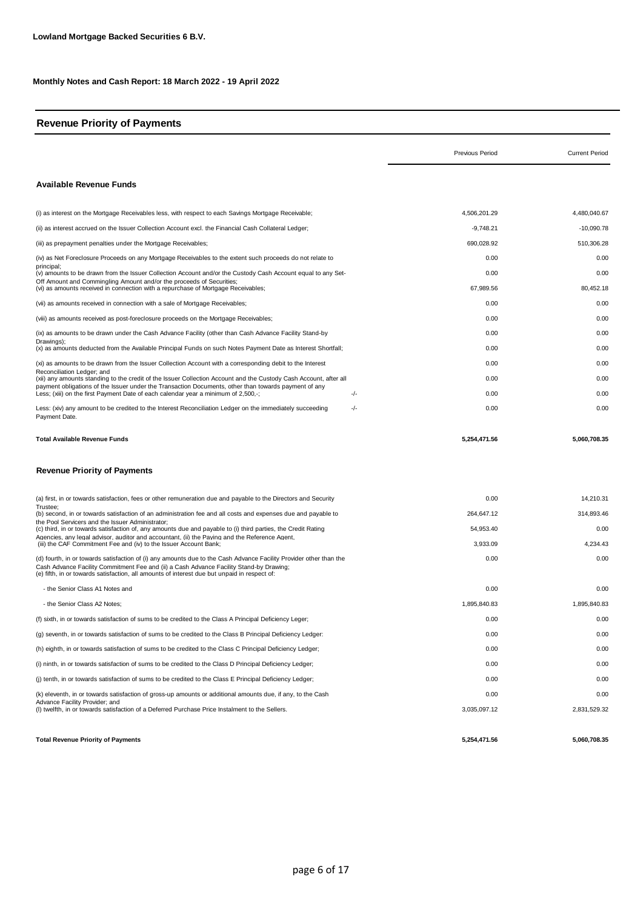**Lowland Mortgage Backed Securities 6 B.V.**

**Monthly Notes and Cash Report: 18 March 2022 - 19 April 2022**

## Revenue Priority of Payments

| | | Previous Period | Current Period |
|---|---|---|---|
| **Available Revenue Funds** | | | |
| (i) as interest on the Mortgage Receivables less, with respect to each Savings Mortgage Receivable; | | 4,506,201.29 | 4,480,040.67 |
| (ii) as interest accrued on the Issuer Collection Account excl. the Financial Cash Collateral Ledger; | | -9,748.21 | -10,090.78 |
| (iii) as prepayment penalties under the Mortgage Receivables; | | 690,028.92 | 510,306.28 |
| (iv) as Net Foreclosure Proceeds on any Mortgage Receivables to the extent such proceeds do not relate to principal; | | 0.00 | 0.00 |
| (v) amounts to be drawn from the Issuer Collection Account and/or the Custody Cash Account equal to any Set-Off Amount and Commingling Amount and/or the proceeds of Securities; | | 0.00 | 0.00 |
| (vi) as amounts received in connection with a repurchase of Mortgage Receivables; | | 67,989.56 | 80,452.18 |
| (vii) as amounts received in connection with a sale of Mortgage Receivables; | | 0.00 | 0.00 |
| (viii) as amounts received as post-foreclosure proceeds on the Mortgage Receivables; | | 0.00 | 0.00 |
| (ix) as amounts to be drawn under the Cash Advance Facility (other than Cash Advance Facility Stand-by Drawings); | | 0.00 | 0.00 |
| (x) as amounts deducted from the Available Principal Funds on such Notes Payment Date as Interest Shortfall; | | 0.00 | 0.00 |
| (xi) as amounts to be drawn from the Issuer Collection Account with a corresponding debit to the Interest Reconciliation Ledger; and | | 0.00 | 0.00 |
| (xii) any amounts standing to the credit of the Issuer Collection Account and the Custody Cash Account, after all payment obligations of the Issuer under the Transaction Documents, other than towards payment of any | | 0.00 | 0.00 |
| Less; (xiii) on the first Payment Date of each calendar year a minimum of 2,500,-; | -/- | 0.00 | 0.00 |
| Less: (xiv) any amount to be credited to the Interest Reconciliation Ledger on the immediately succeeding Payment Date. | -/- | 0.00 | 0.00 |
| **Total Available Revenue Funds** | | **5,254,471.56** | **5,060,708.35** |
| **Revenue Priority of Payments** | | | |
| (a) first, in or towards satisfaction, fees or other remuneration due and payable to the Directors and Security Trustee; | | 0.00 | 14,210.31 |
| (b) second, in or towards satisfaction of an administration fee and all costs and expenses due and payable to the Pool Servicers and the Issuer Administrator; | | 264,647.12 | 314,893.46 |
| (c) third, in or towards satisfaction of, any amounts due and payable to (i) third parties, the Credit Rating Agencies, any legal advisor, auditor and accountant, (ii) the Paying and the Reference Agent, | | 54,953.40 | 0.00 |
| (iii) the CAF Commitment Fee and (iv) to the Issuer Account Bank; | | 3,933.09 | 4,234.43 |
| (d) fourth, in or towards satisfaction of (i) any amounts due to the Cash Advance Facility Provider other than the Cash Advance Facility Commitment Fee and (ii) a Cash Advance Facility Stand-by Drawing; | | 0.00 | 0.00 |
| (e) fifth, in or towards satisfaction, all amounts of interest due but unpaid in respect of: | | | |
| - the Senior Class A1 Notes and | | 0.00 | 0.00 |
| - the Senior Class A2 Notes; | | 1,895,840.83 | 1,895,840.83 |
| (f) sixth, in or towards satisfaction of sums to be credited to the Class A Principal Deficiency Leger; | | 0.00 | 0.00 |
| (g) seventh, in or towards satisfaction of sums to be credited to the Class B Principal Deficiency Ledger: | | 0.00 | 0.00 |
| (h) eighth, in or towards satisfaction of sums to be credited to the Class C Principal Deficiency Ledger; | | 0.00 | 0.00 |
| (i) ninth, in or towards satisfaction of sums to be credited to the Class D Principal Deficiency Ledger; | | 0.00 | 0.00 |
| (j) tenth, in or towards satisfaction of sums to be credited to the Class E Principal Deficiency Ledger; | | 0.00 | 0.00 |
| (k) eleventh, in or towards satisfaction of gross-up amounts or additional amounts due, if any, to the Cash Advance Facility Provider; and | | 0.00 | 0.00 |
| (l) twelfth, in or towards satisfaction of a Deferred Purchase Price Instalment to the Sellers. | | 3,035,097.12 | 2,831,529.32 |
| **Total Revenue Priority of Payments** | | **5,254,471.56** | **5,060,708.35** |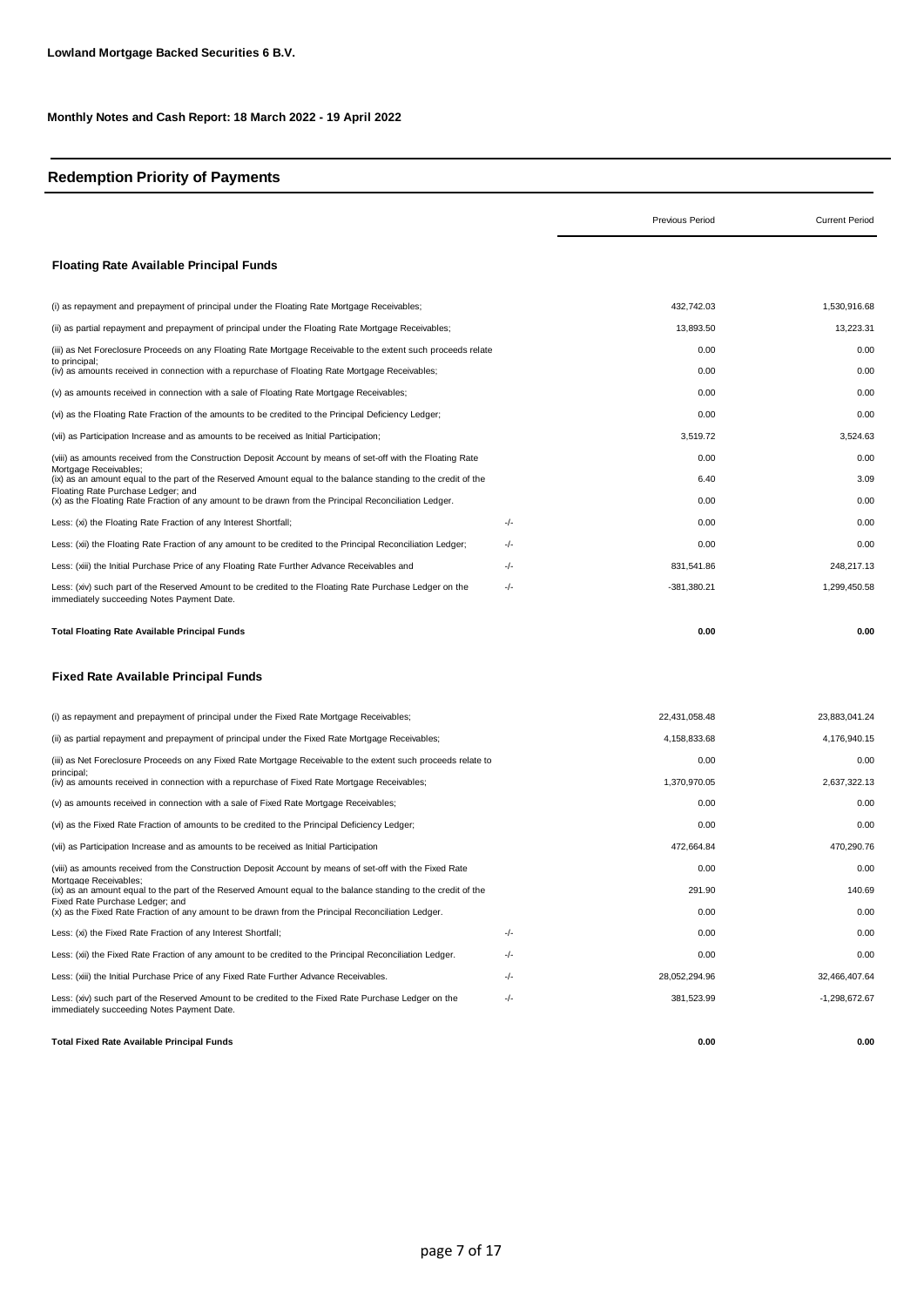**Lowland Mortgage Backed Securities 6 B.V.**

**Monthly Notes and Cash Report: 18 March 2022 - 19 April 2022**

## Redemption Priority of Payments

| | | Previous Period | Current Period |
|---|---|---|---|
| **Floating Rate Available Principal Funds** | | | |
| (i) as repayment and prepayment of principal under the Floating Rate Mortgage Receivables; | | 432,742.03 | 1,530,916.68 |
| (ii) as partial repayment and prepayment of principal under the Floating Rate Mortgage Receivables; | | 13,893.50 | 13,223.31 |
| (iii) as Net Foreclosure Proceeds on any Floating Rate Mortgage Receivable to the extent such proceeds relate to principal; | | 0.00 | 0.00 |
| (iv) as amounts received in connection with a repurchase of Floating Rate Mortgage Receivables; | | 0.00 | 0.00 |
| (v) as amounts received in connection with a sale of Floating Rate Mortgage Receivables; | | 0.00 | 0.00 |
| (vi) as the Floating Rate Fraction of the amounts to be credited to the Principal Deficiency Ledger; | | 0.00 | 0.00 |
| (vii) as Participation Increase and as amounts to be received as Initial Participation; | | 3,519.72 | 3,524.63 |
| (viii) as amounts received from the Construction Deposit Account by means of set-off with the Floating Rate Mortgage Receivables; | | 0.00 | 0.00 |
| (ix) as an amount equal to the part of the Reserved Amount equal to the balance standing to the credit of the Floating Rate Purchase Ledger; and | | 6.40 | 3.09 |
| (x) as the Floating Rate Fraction of any amount to be drawn from the Principal Reconciliation Ledger. | | 0.00 | 0.00 |
| Less: (xi) the Floating Rate Fraction of any Interest Shortfall; | -/- | 0.00 | 0.00 |
| Less: (xii) the Floating Rate Fraction of any amount to be credited to the Principal Reconciliation Ledger; | -/- | 0.00 | 0.00 |
| Less: (xiii) the Initial Purchase Price of any Floating Rate Further Advance Receivables and | -/- | 831,541.86 | 248,217.13 |
| Less: (xiv) such part of the Reserved Amount to be credited to the Floating Rate Purchase Ledger on the immediately succeeding Notes Payment Date. | -/- | -381,380.21 | 1,299,450.58 |
| **Total Floating Rate Available Principal Funds** | | **0.00** | **0.00** |
| **Fixed Rate Available Principal Funds** | | | |
| (i) as repayment and prepayment of principal under the Fixed Rate Mortgage Receivables; | | 22,431,058.48 | 23,883,041.24 |
| (ii) as partial repayment and prepayment of principal under the Fixed Rate Mortgage Receivables; | | 4,158,833.68 | 4,176,940.15 |
| (iii) as Net Foreclosure Proceeds on any Fixed Rate Mortgage Receivable to the extent such proceeds relate to principal; | | 0.00 | 0.00 |
| (iv) as amounts received in connection with a repurchase of Fixed Rate Mortgage Receivables; | | 1,370,970.05 | 2,637,322.13 |
| (v) as amounts received in connection with a sale of Fixed Rate Mortgage Receivables; | | 0.00 | 0.00 |
| (vi) as the Fixed Rate Fraction of amounts to be credited to the Principal Deficiency Ledger; | | 0.00 | 0.00 |
| (vii) as Participation Increase and as amounts to be received as Initial Participation | | 472,664.84 | 470,290.76 |
| (viii) as amounts received from the Construction Deposit Account by means of set-off with the Fixed Rate Mortgage Receivables; | | 0.00 | 0.00 |
| (ix) as an amount equal to the part of the Reserved Amount equal to the balance standing to the credit of the Fixed Rate Purchase Ledger; and | | 291.90 | 140.69 |
| (x) as the Fixed Rate Fraction of any amount to be drawn from the Principal Reconciliation Ledger. | | 0.00 | 0.00 |
| Less: (xi) the Fixed Rate Fraction of any Interest Shortfall; | -/- | 0.00 | 0.00 |
| Less: (xii) the Fixed Rate Fraction of any amount to be credited to the Principal Reconciliation Ledger. | -/- | 0.00 | 0.00 |
| Less: (xiii) the Initial Purchase Price of any Fixed Rate Further Advance Receivables. | -/- | 28,052,294.96 | 32,466,407.64 |
| Less: (xiv) such part of the Reserved Amount to be credited to the Fixed Rate Purchase Ledger on the immediately succeeding Notes Payment Date. | -/- | 381,523.99 | -1,298,672.67 |
| **Total Fixed Rate Available Principal Funds** | | **0.00** | **0.00** |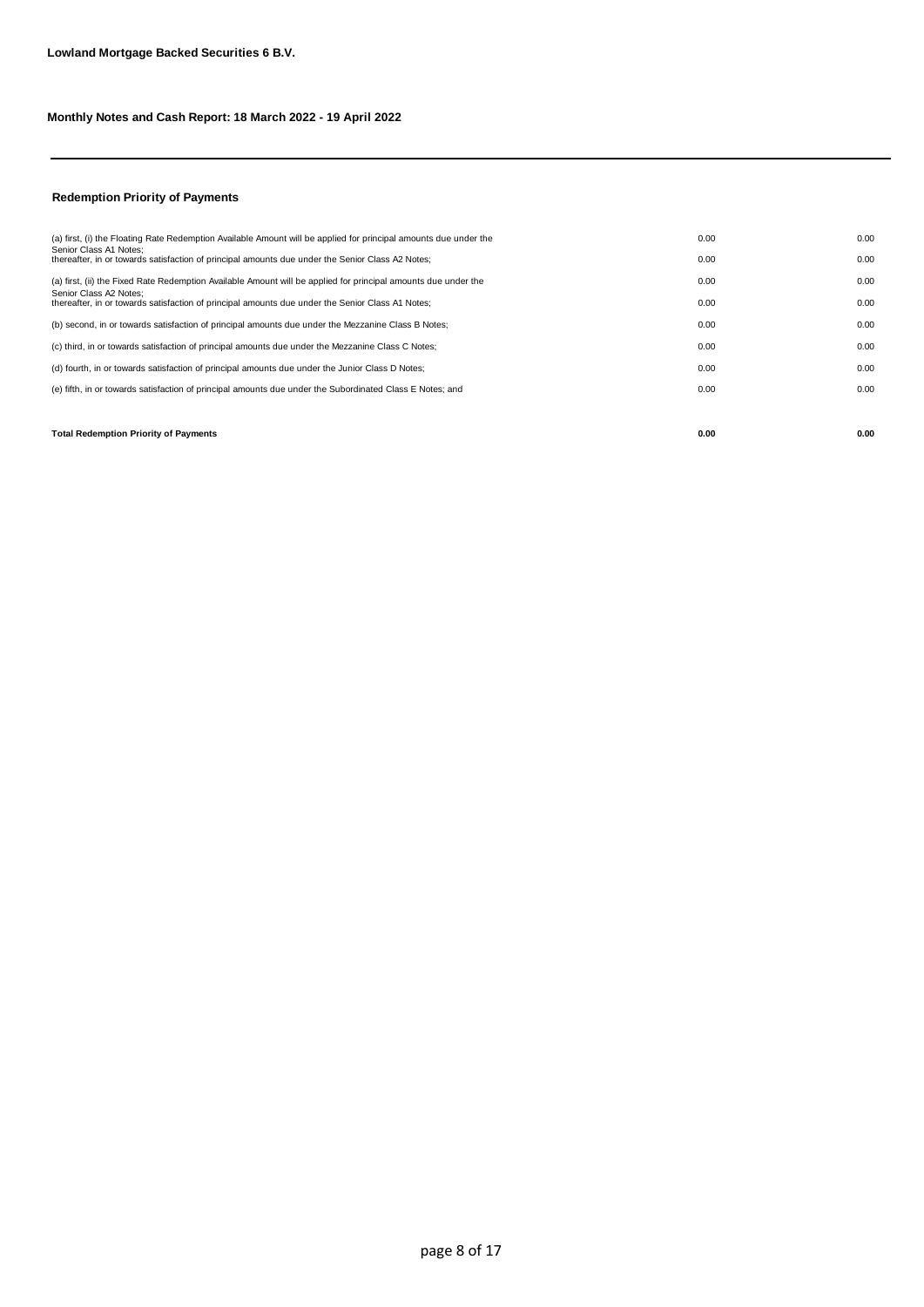**Lowland Mortgage Backed Securities 6 B.V.**

**Monthly Notes and Cash Report: 18 March 2022 - 19 April 2022**

### Redemption Priority of Payments

| | | |
|---|---|---|
| (a) first, (i) the Floating Rate Redemption Available Amount will be applied for principal amounts due under the Senior Class A1 Notes; | 0.00 | 0.00 |
| thereafter, in or towards satisfaction of principal amounts due under the Senior Class A2 Notes; | 0.00 | 0.00 |
| (a) first, (ii) the Fixed Rate Redemption Available Amount will be applied for principal amounts due under the Senior Class A2 Notes; | 0.00 | 0.00 |
| thereafter, in or towards satisfaction of principal amounts due under the Senior Class A1 Notes; | 0.00 | 0.00 |
| (b) second, in or towards satisfaction of principal amounts due under the Mezzanine Class B Notes; | 0.00 | 0.00 |
| (c) third, in or towards satisfaction of principal amounts due under the Mezzanine Class C Notes; | 0.00 | 0.00 |
| (d) fourth, in or towards satisfaction of principal amounts due under the Junior Class D Notes; | 0.00 | 0.00 |
| (e) fifth, in or towards satisfaction of principal amounts due under the Subordinated Class E Notes; and | 0.00 | 0.00 |
| **Total Redemption Priority of Payments** | **0.00** | **0.00** |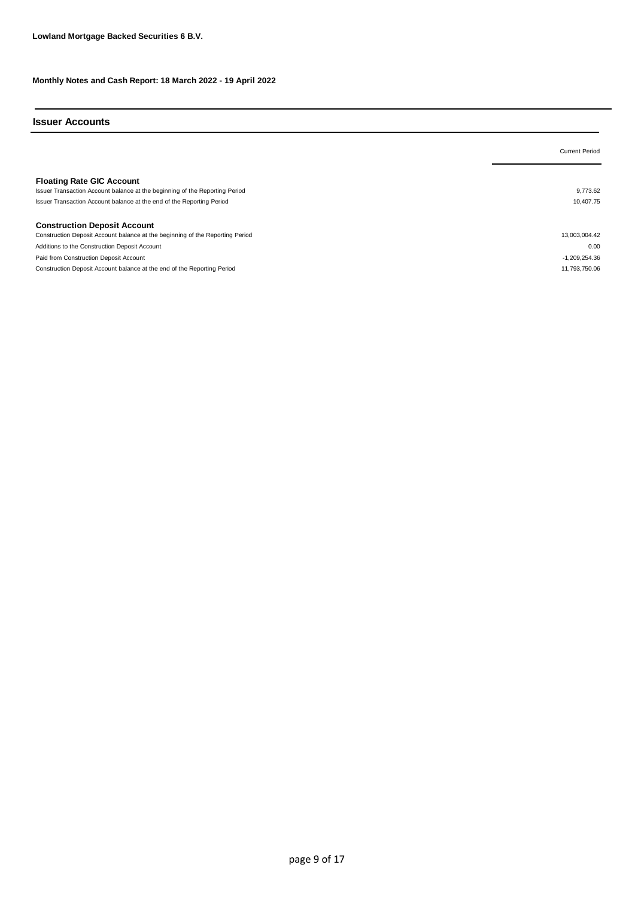**Lowland Mortgage Backed Securities 6 B.V.**

**Monthly Notes and Cash Report: 18 March 2022 - 19 April 2022**

## Issuer Accounts

| | Current Period |
|---|---|
| **Floating Rate GIC Account** | |
| Issuer Transaction Account balance at the beginning of the Reporting Period | 9,773.62 |
| Issuer Transaction Account balance at the end of the Reporting Period | 10,407.75 |
| | |
| **Construction Deposit Account** | |
| Construction Deposit Account balance at the beginning of the Reporting Period | 13,003,004.42 |
| Additions to the Construction Deposit Account | 0.00 |
| Paid from Construction Deposit Account | -1,209,254.36 |
| Construction Deposit Account balance at the end of the Reporting Period | 11,793,750.06 |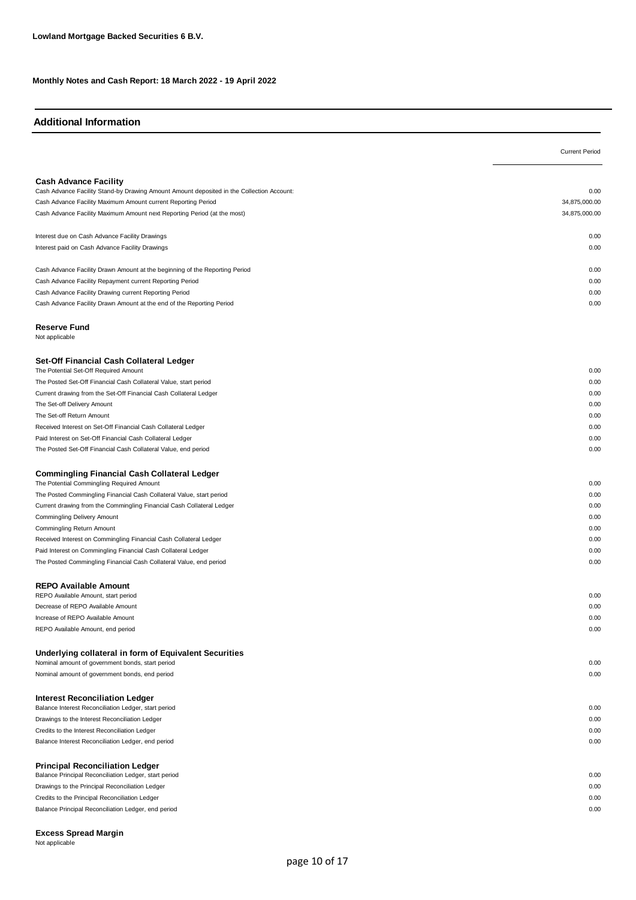**Lowland Mortgage Backed Securities 6 B.V.**

**Monthly Notes and Cash Report: 18 March 2022 - 19 April 2022**

## Additional Information

| | Current Period |
|---|---|
| **Cash Advance Facility** | |
| Cash Advance Facility Stand-by Drawing Amount Amount deposited in the Collection Account: | 0.00 |
| Cash Advance Facility Maximum Amount current Reporting Period | 34,875,000.00 |
| Cash Advance Facility Maximum Amount next Reporting Period (at the most) | 34,875,000.00 |
| | |
| Interest due on Cash Advance Facility Drawings | 0.00 |
| Interest paid on Cash Advance Facility Drawings | 0.00 |
| | |
| Cash Advance Facility Drawn Amount at the beginning of the Reporting Period | 0.00 |
| Cash Advance Facility Repayment current Reporting Period | 0.00 |
| Cash Advance Facility Drawing current Reporting Period | 0.00 |
| Cash Advance Facility Drawn Amount at the end of the Reporting Period | 0.00 |
| | |
| **Reserve Fund** | |
| Not applicable | |
| | |
| **Set-Off Financial Cash Collateral Ledger** | |
| The Potential Set-Off Required Amount | 0.00 |
| The Posted Set-Off Financial Cash Collateral Value, start period | 0.00 |
| Current drawing from the Set-Off Financial Cash Collateral Ledger | 0.00 |
| The Set-off Delivery Amount | 0.00 |
| The Set-off Return Amount | 0.00 |
| Received Interest on Set-Off Financial Cash Collateral Ledger | 0.00 |
| Paid Interest on Set-Off Financial Cash Collateral Ledger | 0.00 |
| The Posted Set-Off Financial Cash Collateral Value, end period | 0.00 |
| | |
| **Commingling Financial Cash Collateral Ledger** | |
| The Potential Commingling Required Amount | 0.00 |
| The Posted Commingling Financial Cash Collateral Value, start period | 0.00 |
| Current drawing from the Commingling Financial Cash Collateral Ledger | 0.00 |
| Commingling Delivery Amount | 0.00 |
| Commingling Return Amount | 0.00 |
| Received Interest on Commingling Financial Cash Collateral Ledger | 0.00 |
| Paid Interest on Commingling Financial Cash Collateral Ledger | 0.00 |
| The Posted Commingling Financial Cash Collateral Value, end period | 0.00 |
| | |
| **REPO Available Amount** | |
| REPO Available Amount, start period | 0.00 |
| Decrease of REPO Available Amount | 0.00 |
| Increase of REPO Available Amount | 0.00 |
| REPO Available Amount, end period | 0.00 |
| | |
| **Underlying collateral in form of Equivalent Securities** | |
| Nominal amount of government bonds, start period | 0.00 |
| Nominal amount of government bonds, end period | 0.00 |
| | |
| **Interest Reconciliation Ledger** | |
| Balance Interest Reconciliation Ledger, start period | 0.00 |
| Drawings to the Interest Reconciliation Ledger | 0.00 |
| Credits to the Interest Reconciliation Ledger | 0.00 |
| Balance Interest Reconciliation Ledger, end period | 0.00 |
| | |
| **Principal Reconciliation Ledger** | |
| Balance Principal Reconciliation Ledger, start period | 0.00 |
| Drawings to the Principal Reconciliation Ledger | 0.00 |
| Credits to the Principal Reconciliation Ledger | 0.00 |
| Balance Principal Reconciliation Ledger, end period | 0.00 |
| | |
| **Excess Spread Margin** | |
| Not applicable | |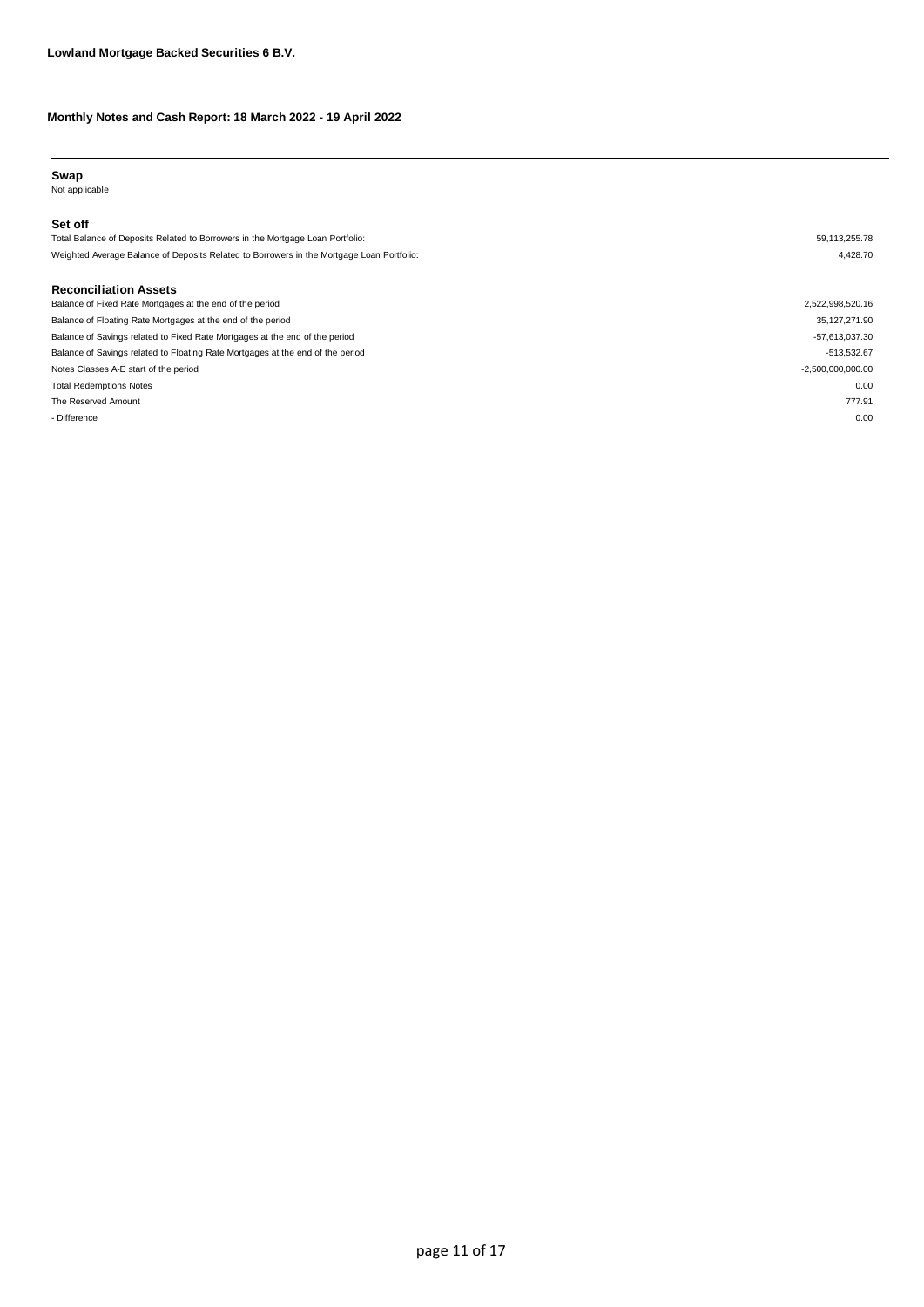**Lowland Mortgage Backed Securities 6 B.V.**

**Monthly Notes and Cash Report: 18 March 2022 - 19 April 2022**

### Swap

Not applicable

### Set off

| | |
|---|---|
| Total Balance of Deposits Related to Borrowers in the Mortgage Loan Portfolio: | 59,113,255.78 |
| Weighted Average Balance of Deposits Related to Borrowers in the Mortgage Loan Portfolio: | 4,428.70 |

### Reconciliation Assets

| | |
|---|---|
| Balance of Fixed Rate Mortgages at the end of the period | 2,522,998,520.16 |
| Balance of Floating Rate Mortgages at the end of the period | 35,127,271.90 |
| Balance of Savings related to Fixed Rate Mortgages at the end of the period | -57,613,037.30 |
| Balance of Savings related to Floating Rate Mortgages at the end of the period | -513,532.67 |
| Notes Classes A-E start of the period | -2,500,000,000.00 |
| Total Redemptions Notes | 0.00 |
| The Reserved Amount | 777.91 |
| - Difference | 0.00 |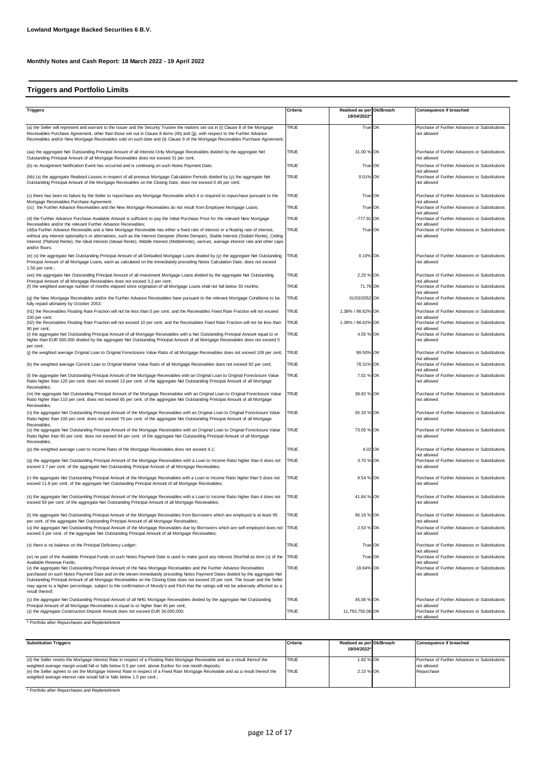**Lowland Mortgage Backed Securities 6 B.V.**

**Monthly Notes and Cash Report: 18 March 2022 - 19 April 2022**

## Triggers and Portfolio Limits

| Triggers | Criteria | Realised as per 19/04/2022* | Ok/Breach | Consequence if breached |
|---|---|---|---|---|
| (a) the Seller will represent and warrant to the Issuer and the Security Trustee the matters set out in (i) Clause 8 of the Mortgage Receivables Purchase Agreement, other than those set out in Clause 8 items (hh) and (jj), with respect to the Further Advance Receivables and/or New Mortgage Receivables sold on such date and (ii) Clause 9 of the Mortgage Receivables Purchase Agreement; | TRUE | True | OK | Purchase of Further Advances or Substitutions not allowed |
| (aa) the aggregate Net Outstanding Principal Amount of all Interest-Only Mortgage Receivables divided by the aggregate Net Outstanding Principal Amount of all Mortgage Receivables does not exceed 31 per cent; | TRUE | 31.00 % | OK | Purchase of Further Advances or Substitutions not allowed |
| (b) no Assignment Notification Event has occurred and is continuing on such Notes Payment Date; | TRUE | True | OK | Purchase of Further Advances or Substitutions not allowed |
| (bb) (x) the aggregate Realised Losses in respect of all previous Mortgage Calculation Periods divided by (y) the aggregate Net Outstanding Principal Amount of the Mortgage Receivables on the Closing Date, does not exceed 0.40 per cent; | TRUE | 0.01% | OK | Purchase of Further Advances or Substitutions not allowed |
| (c) there has been no failure by the Seller to repurchase any Mortgage Receivable which it is required to repurchase pursuant to the Mortgage Receivables Purchase Agreement; | TRUE | True | OK | Purchase of Further Advances or Substitutions not allowed |
| (cc) the Further Advance Receivables and the New Mortgage Receivables do not result from Employee Mortgage Loans; | TRUE | True | OK | Purchase of Further Advances or Substitutions not allowed |
| (d) the Further Advance Purchase Available Amount is sufficient to pay the Initial Purchase Price for the relevant New Mortgage Receivables and/or the relevant Further Advance Receivables; | TRUE | -777.91 | OK | Purchase of Further Advances or Substitutions not allowed |
| (dd)a Further Advance Receivable and a New Mortgage Receivable has either a fixed rate of interest or a floating rate of interest, without any interest optionality's or alternatives, such as the Interest Dampner (Rente Demper), Stable Interest (Stabiel Rente), Ceiling Interest (Plafond Rente), the Ideal Interest (Ideaal Rente), Middle Interest (Middelrente), varirust, average interest rate and other caps and/or floors. | TRUE | True | OK | Purchase of Further Advances or Substitutions not allowed |
| (e) (x) the aggregate Net Outstanding Principal Amount of all Defaulted Mortgage Loans divided by (y) the aggregate Net Outstanding Principal Amount of all Mortgage Loans, each as calculated on the immediately preceding Notes Calculation Date, does not exceed 1.50 per cent.; | TRUE | 0.10% | OK | Purchase of Further Advances or Substitutions not allowed |
| (ee) the aggregate Net Outstanding Principal Amount of all Investment Mortgage Loans divided by the aggregate Net Outstanding Principal Amount of all Mortgage Receivables does not exceed 3.2 per cent; | TRUE | 2.25 % | OK | Purchase of Further Advances or Substitutions not allowed |
| (f) the weighted average number of months elapsed since origination of all Mortgage Loans shall not fall below 30 months; | TRUE | 71.76 | OK | Purchase of Further Advances or Substitutions not allowed |
| (g) the New Mortgage Receivables and/or the Further Advance Receivables have pursuant to the relevant Mortgage Conditions to be fully repaid ultimately by October 2053; | TRUE | 01/03/2052 | OK | Purchase of Further Advances or Substitutions not allowed |
| (h1) the Receivables Floating Rate Fraction will not be less than 0 per cent. and the Receivables Fixed Rate Fraction will not exceed 100 per cent; | TRUE | 1.38% / 98.62% | OK | Purchase of Further Advances or Substitutions not allowed |
| (h2) the Receivables Floating Rate Fraction will not exceed 10 per cent. and the Receivables Fixed Rate Fraction will not be less than 90 per cent; | TRUE | 1.38% / 98.62% | OK | Purchase of Further Advances or Substitutions not allowed |
| (i) the aggregate Net Outstanding Principal Amount of all Mortgage Receivables with a Net Outstanding Principal Amount equal to or higher than EUR 500,000 divided by the aggregate Net Outstanding Principal Amount of all Mortgage Receivables does not exceed 5 per cent; | TRUE | 4.55 % | OK | Purchase of Further Advances or Substitutions not allowed |
| (j) the weighted average Original Loan to Original Foreclosure Value Ratio of all Mortgage Receivables does not exceed 109 per cent; | TRUE | 99.50% | OK | Purchase of Further Advances or Substitutions not allowed |
| (k) the weighted average Current Loan to Original Market Value Ratio of all Mortgage Receivables does not exceed 92 per cent; | TRUE | 78.31% | OK | Purchase of Further Advances or Substitutions not allowed |
| (l) the aggregate Net Outstanding Principal Amount of the Mortgage Receivables with an Original Loan to Original Foreclosure Value Ratio higher than 120 per cent. does not exceed 13 per cent. of the aggregate Net Outstanding Principal Amount of all Mortgage Receivables; | TRUE | 7.01 % | OK | Purchase of Further Advances or Substitutions not allowed |
| (m) the aggregate Net Outstanding Principal Amount of the Mortgage Receivables with an Original Loan to Original Foreclosure Value Ratio higher than 110 per cent. does not exceed 65 per cent. of the aggregate Net Outstanding Principal Amount of all Mortgage Receivables; | TRUE | 39.82 % | OK | Purchase of Further Advances or Substitutions not allowed |
| (n) the aggregate Net Outstanding Principal Amount of the Mortgage Receivables with an Original Loan to Original Foreclosure Value Ratio higher than 100 per cent. does not exceed 79 per cent. of the aggregate Net Outstanding Principal Amount of all Mortgage Receivables; | TRUE | 55.33 % | OK | Purchase of Further Advances or Substitutions not allowed |
| (o) the aggregate Net Outstanding Principal Amount of the Mortgage Receivables with an Original Loan to Original Foreclosure Value Ratio higher than 90 per cent. does not exceed 94 per cent. of the aggregate Net Outstanding Principal Amount of all Mortgage Receivables; | TRUE | 73.05 % | OK | Purchase of Further Advances or Substitutions not allowed |
| (p) the weighted average Loan to Income Ratio of the Mortgage Receivables does not exceed 4.1; | TRUE | 4.02 | OK | Purchase of Further Advances or Substitutions not allowed |
| (q) the aggregate Net Outstanding Principal Amount of the Mortgage Receivables with a Loan to Income Ratio higher than 6 does not exceed 3.7 per cent. of the aggregate Net Outstanding Principal Amount of all Mortgage Receivables; | TRUE | 3.70 % | OK | Purchase of Further Advances or Substitutions not allowed |
| (r) the aggregate Net Outstanding Principal Amount of the Mortgage Receivables with a Loan to Income Ratio higher than 5 does not exceed 11.8 per cent. of the aggregate Net Outstanding Principal Amount of all Mortgage Receivables; | TRUE | 9.54 % | OK | Purchase of Further Advances or Substitutions not allowed |
| (s) the aggregate Net Outstanding Principal Amount of the Mortgage Receivables with a Loan to Income Ratio higher than 4 does not exceed 59 per cent. of the aggregate Net Outstanding Principal Amount of all Mortgage Receivables; | TRUE | 41.84 % | OK | Purchase of Further Advances or Substitutions not allowed |
| (t) the aggregate Net Outstanding Principal Amount of the Mortgage Receivables from Borrowers which are employed is at least 95 per cent. of the aggregate Net Outstanding Principal Amount of all Mortgage Receivables; | TRUE | 96.16 % | OK | Purchase of Further Advances or Substitutions not allowed |
| (u) the aggregate Net Outstanding Principal Amount of the Mortgage Receivables due by Borrowers which are self-employed does not exceed 3 per cent. of the aggregate Net Outstanding Principal Amount of all Mortgage Receivables; | TRUE | 2.53 % | OK | Purchase of Further Advances or Substitutions not allowed |
| (v) there is no balance on the Principal Deficiency Ledger; | TRUE | True | OK | Purchase of Further Advances or Substitutions not allowed |
| (w) no part of the Available Principal Funds on such Notes Payment Date is used to make good any Interest Shortfall as item (x) of the Available Revenue Funds; | TRUE | True | OK | Purchase of Further Advances or Substitutions not allowed |
| (x) the aggregate Net Outstanding Principal Amount of the New Mortgage Receivables and the Further Advance Receivables purchased on such Notes Payment Date and on the eleven immediately preceding Notes Payment Dates divided by the aggregate Net Outstanding Principal Amount of all Mortgage Receivables on the Closing Date does not exceed 20 per cent. The Issuer and the Seller may agree to a higher percentage, subject to the confirmation of Moody's and Fitch that the ratings will not be adversely affected as a result thereof; | TRUE | 18.64% | OK | Purchase of Further Advances or Substitutions not allowed |
| (y) the aggregate Net Outstanding Principal Amount of all NHG Mortgage Receivables divided by the aggregate Net Outstanding Principal Amount of all Mortgage Receivables is equal to or higher than 45 per cent; | TRUE | 45.06 % | OK | Purchase of Further Advances or Substitutions not allowed |
| (z) the Aggregate Construction Deposit Amount does not exceed EUR 34,000,000; | TRUE | 11,793,750.06 | OK | Purchase of Further Advances or Substitutions not allowed |

\* Portfolio after Repurchases and Replenishment

| Substitution Triggers | Criteria | Realised as per 19/04/2022* | Ok/Breach | Consequence if breached |
|---|---|---|---|---|
| (d) the Seller resets the Mortgage Interest Rate in respect of a Floating Rate Mortgage Receivable and as a result thereof the weighted average margin would fall or falls below 0.5 per cent. above Euribor for one month deposits; | TRUE | 1.82 % | OK | Purchase of Further Advances or Substitutions not allowed |
| (e) the Seller agrees to set the Mortgage Interest Rate in respect of a Fixed Rate Mortgage Receivable and as a result thereof the weighted average interest rate would fall or falls below 1.0 per cent.; | TRUE | 2.15 % | OK | Repurchase |

\* Portfolio after Repurchases and Replenishment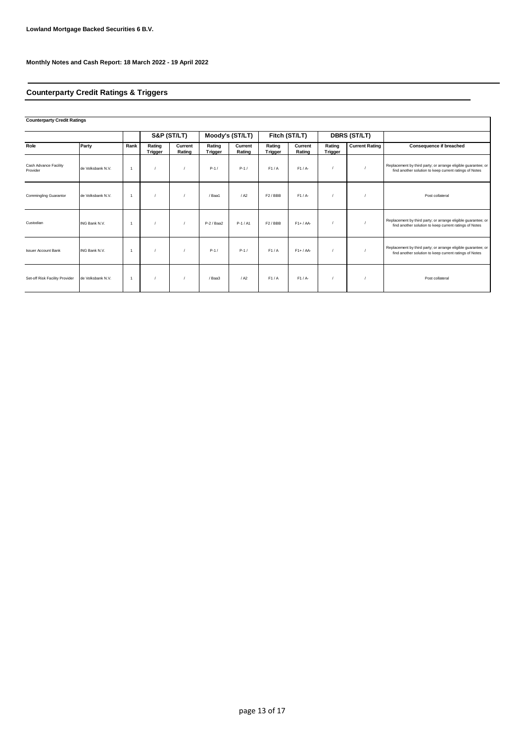**Lowland Mortgage Backed Securities 6 B.V.**

**Monthly Notes and Cash Report: 18 March 2022 - 19 April 2022**

## Counterparty Credit Ratings & Triggers

**Counterparty Credit Ratings**

| | | | S&P (ST/LT) | | Moody's (ST/LT) | | Fitch (ST/LT) | | DBRS (ST/LT) | | |
|---|---|---|---|---|---|---|---|---|---|---|---|
| **Role** | **Party** | **Rank** | **Rating Trigger** | **Current Rating** | **Rating Trigger** | **Current Rating** | **Rating Trigger** | **Current Rating** | **Rating Trigger** | **Current Rating** | **Consequence if breached** |
| Cash Advance Facility Provider | de Volksbank N.V. | 1 | / | / | P-1 / | P-1 / | F1 / A | F1 / A- | / | / | Replacement by third party; or arrange eligible guarantee; or find another solution to keep current ratings of Notes |
| Commingling Guarantor | de Volksbank N.V. | 1 | / | / | / Baa1 | / A2 | F2 / BBB | F1 / A- | / | / | Post collateral |
| Custodian | ING Bank N.V. | 1 | / | / | P-2 / Baa2 | P-1 / A1 | F2 / BBB | F1+ / AA- | / | / | Replacement by third party; or arrange eligible guarantee; or find another solution to keep current ratings of Notes |
| Issuer Account Bank | ING Bank N.V. | 1 | / | / | P-1 / | P-1 / | F1 / A | F1+ / AA- | / | / | Replacement by third party; or arrange eligible guarantee; or find another solution to keep current ratings of Notes |
| Set-off Risk Facility Provider | de Volksbank N.V. | 1 | / | / | / Baa3 | / A2 | F1 / A | F1 / A- | / | / | Post collateral |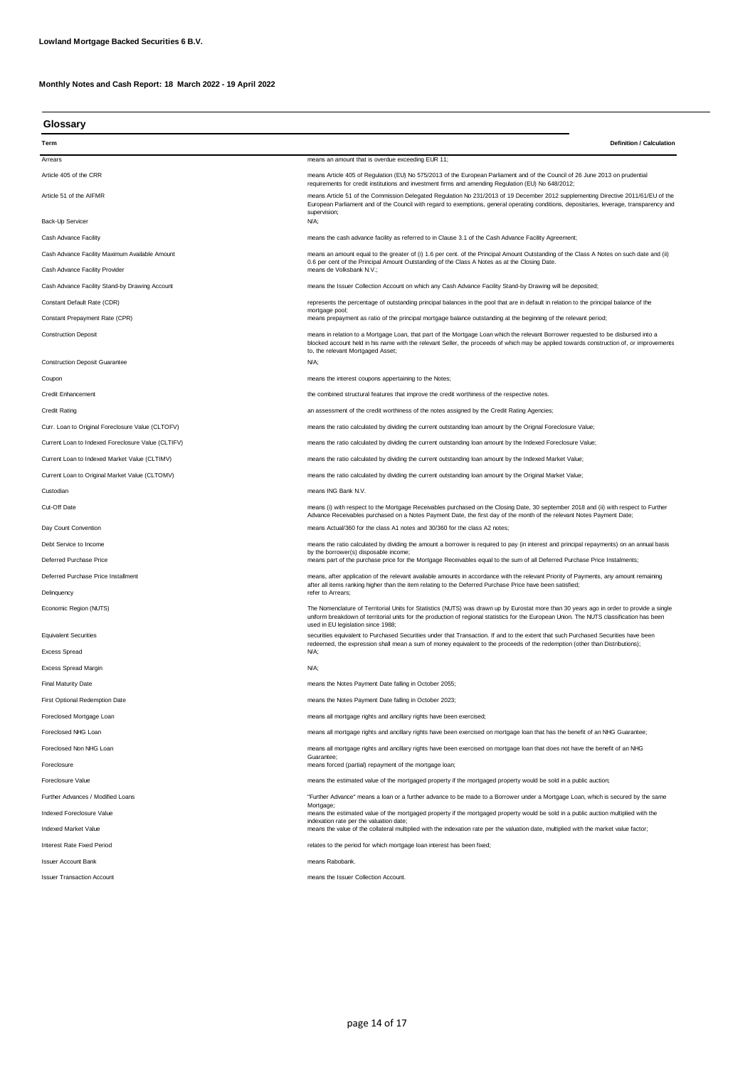**Lowland Mortgage Backed Securities 6 B.V.**

**Monthly Notes and Cash Report: 18 March 2022 - 19 April 2022**

## Glossary

| Term | Definition / Calculation |
|---|---|
| Arrears | means an amount that is overdue exceeding EUR 11; |
| Article 405 of the CRR | means Article 405 of Regulation (EU) No 575/2013 of the European Parliament and of the Council of 26 June 2013 on prudential requirements for credit institutions and investment firms and amending Regulation (EU) No 648/2012; |
| Article 51 of the AIFMR | means Article 51 of the Commission Delegated Regulation No 231/2013 of 19 December 2012 supplementing Directive 2011/61/EU of the European Parliament and of the Council with regard to exemptions, general operating conditions, depositaries, leverage, transparency and supervision; |
| Back-Up Servicer | N/A; |
| Cash Advance Facility | means the cash advance facility as referred to in Clause 3.1 of the Cash Advance Facility Agreement; |
| Cash Advance Facility Maximum Available Amount | means an amount equal to the greater of (i) 1.6 per cent. of the Principal Amount Outstanding of the Class A Notes on such date and (ii) 0.6 per cent of the Principal Amount Outstanding of the Class A Notes as at the Closing Date. |
| Cash Advance Facility Provider | means de Volksbank N.V.; |
| Cash Advance Facility Stand-by Drawing Account | means the Issuer Collection Account on which any Cash Advance Facility Stand-by Drawing will be deposited; |
| Constant Default Rate (CDR) | represents the percentage of outstanding principal balances in the pool that are in default in relation to the principal balance of the mortgage pool; |
| Constant Prepayment Rate (CPR) | means prepayment as ratio of the principal mortgage balance outstanding at the beginning of the relevant period; |
| Construction Deposit | means in relation to a Mortgage Loan, that part of the Mortgage Loan which the relevant Borrower requested to be disbursed into a blocked account held in his name with the relevant Seller, the proceeds of which may be applied towards construction of, or improvements to, the relevant Mortgaged Asset; |
| Construction Deposit Guarantee | N/A; |
| Coupon | means the interest coupons appertaining to the Notes; |
| Credit Enhancement | the combined structural features that improve the credit worthiness of the respective notes. |
| Credit Rating | an assessment of the credit worthiness of the notes assigned by the Credit Rating Agencies; |
| Curr. Loan to Original Foreclosure Value (CLTOFV) | means the ratio calculated by dividing the current outstanding loan amount by the Orignal Foreclosure Value; |
| Current Loan to Indexed Foreclosure Value (CLTIFV) | means the ratio calculated by dividing the current outstanding loan amount by the Indexed Foreclosure Value; |
| Current Loan to Indexed Market Value (CLTIMV) | means the ratio calculated by dividing the current outstanding loan amount by the Indexed Market Value; |
| Current Loan to Original Market Value (CLTOMV) | means the ratio calculated by dividing the current outstanding loan amount by the Original Market Value; |
| Custodian | means ING Bank N.V. |
| Cut-Off Date | means (i) with respect to the Mortgage Receivables purchased on the Closing Date, 30 september 2018 and (ii) with respect to Further Advance Receivables purchased on a Notes Payment Date, the first day of the month of the relevant Notes Payment Date; |
| Day Count Convention | means Actual/360 for the class A1 notes and 30/360 for the class A2 notes; |
| Debt Service to Income | means the ratio calculated by dividing the amount a borrower is required to pay (in interest and principal repayments) on an annual basis by the borrower(s) disposable income; |
| Deferred Purchase Price | means part of the purchase price for the Mortgage Receivables equal to the sum of all Deferred Purchase Price Instalments; |
| Deferred Purchase Price Installment | means, after application of the relevant available amounts in accordance with the relevant Priority of Payments, any amount remaining after all items ranking higher than the item relating to the Deferred Purchase Price have been satisfied; |
| Delinquency | refer to Arrears; |
| Economic Region (NUTS) | The Nomenclature of Territorial Units for Statistics (NUTS) was drawn up by Eurostat more than 30 years ago in order to provide a single uniform breakdown of territorial units for the production of regional statistics for the European Union. The NUTS classification has been used in EU legislation since 1988; |
| Equivalent Securities | securities equivalent to Purchased Securities under that Transaction. If and to the extent that such Purchased Securities have been redeemed, the expression shall mean a sum of money equivalent to the proceeds of the redemption (other than Distributions); |
| Excess Spread | N/A; |
| Excess Spread Margin | N/A; |
| Final Maturity Date | means the Notes Payment Date falling in October 2055; |
| First Optional Redemption Date | means the Notes Payment Date falling in October 2023; |
| Foreclosed Mortgage Loan | means all mortgage rights and ancillary rights have been exercised; |
| Foreclosed NHG Loan | means all mortgage rights and ancillary rights have been exercised on mortgage loan that has the benefit of an NHG Guarantee; |
| Foreclosed Non NHG Loan | means all mortgage rights and ancillary rights have been exercised on mortgage loan that does not have the benefit of an NHG Guarantee; |
| Foreclosure | means forced (partial) repayment of the mortgage loan; |
| Foreclosure Value | means the estimated value of the mortgaged property if the mortgaged property would be sold in a public auction; |
| Further Advances / Modified Loans | "Further Advance" means a loan or a further advance to be made to a Borrower under a Mortgage Loan, which is secured by the same Mortgage; |
| Indexed Foreclosure Value | means the estimated value of the mortgaged property if the mortgaged property would be sold in a public auction multiplied with the indexation rate per the valuation date; |
| Indexed Market Value | means the value of the collateral multiplied with the indexation rate per the valuation date, multiplied with the market value factor; |
| Interest Rate Fixed Period | relates to the period for which mortgage loan interest has been fixed; |
| Issuer Account Bank | means Rabobank. |
| Issuer Transaction Account | means the Issuer Collection Account. |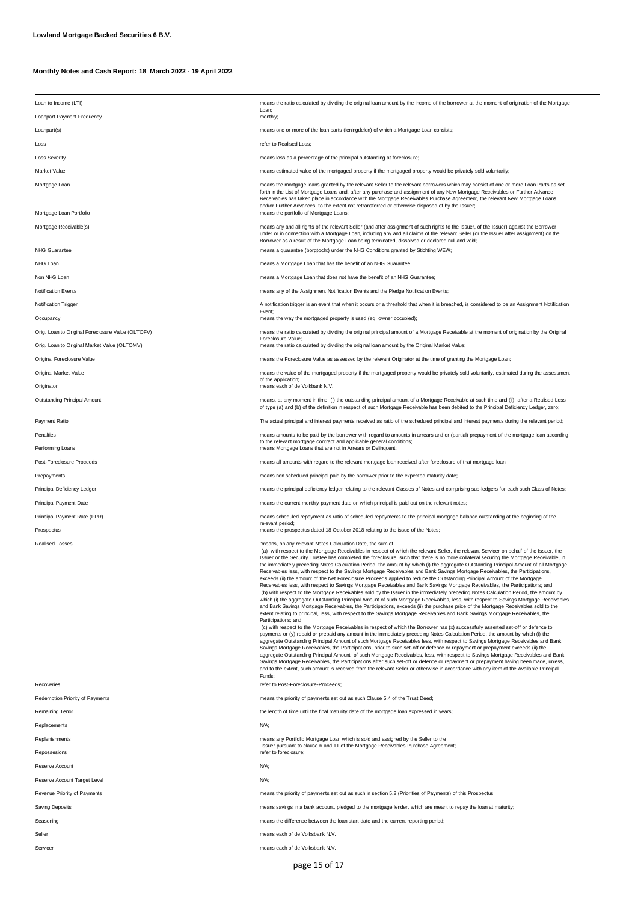**Lowland Mortgage Backed Securities 6 B.V.**

**Monthly Notes and Cash Report: 18 March 2022 - 19 April 2022**

| | |
|---|---|
| Loan to Income (LTI) | means the ratio calculated by dividing the original loan amount by the income of the borrower at the moment of origination of the Mortgage Loan; |
| Loanpart Payment Frequency | monthly; |
| Loanpart(s) | means one or more of the loan parts (leningdelen) of which a Mortgage Loan consists; |
| Loss | refer to Realised Loss; |
| Loss Severity | means loss as a percentage of the principal outstanding at foreclosure; |
| Market Value | means estimated value of the mortgaged property if the mortgaged property would be privately sold voluntarily; |
| Mortgage Loan | means the mortgage loans granted by the relevant Seller to the relevant borrowers which may consist of one or more Loan Parts as set forth in the List of Mortgage Loans and, after any purchase and assignment of any New Mortgage Receivables or Further Advance Receivables has taken place in accordance with the Mortgage Receivables Purchase Agreement, the relevant New Mortgage Loans and/or Further Advances, to the extent not retransferred or otherwise disposed of by the Issuer; |
| Mortgage Loan Portfolio | means the portfolio of Mortgage Loans; |
| Mortgage Receivable(s) | means any and all rights of the relevant Seller (and after assignment of such rights to the Issuer, of the Issuer) against the Borrower under or in connection with a Mortgage Loan, including any and all claims of the relevant Seller (or the Issuer after assignment) on the Borrower as a result of the Mortgage Loan being terminated, dissolved or declared null and void; |
| NHG Guarantee | means a guarantee (borgtocht) under the NHG Conditions granted by Stichting WEW; |
| NHG Loan | means a Mortgage Loan that has the benefit of an NHG Guarantee; |
| Non NHG Loan | means a Mortgage Loan that does not have the benefit of an NHG Guarantee; |
| Notification Events | means any of the Assignment Notification Events and the Pledge Notification Events; |
| Notification Trigger | A notification trigger is an event that when it occurs or a threshold that when it is breached, is considered to be an Assignment Notification Event; |
| Occupancy | means the way the mortgaged property is used (eg. owner occupied); |
| Orig. Loan to Original Foreclosure Value (OLTOFV) | means the ratio calculated by dividing the original principal amount of a Mortgage Receivable at the moment of origination by the Original Foreclosure Value; |
| Orig. Loan to Original Market Value (OLTOMV) | means the ratio calculated by dividing the original loan amount by the Original Market Value; |
| Original Foreclosure Value | means the Foreclosure Value as assessed by the relevant Originator at the time of granting the Mortgage Loan; |
| Original Market Value | means the value of the mortgaged property if the mortgaged property would be privately sold voluntarily, estimated during the assessment of the application; |
| Originator | means each of de Volkbank N.V. |
| Outstanding Principal Amount | means, at any moment in time, (i) the outstanding principal amount of a Mortgage Receivable at such time and (ii), after a Realised Loss of type (a) and (b) of the definition in respect of such Mortgage Receivable has been debited to the Principal Deficiency Ledger, zero; |
| Payment Ratio | The actual principal and interest payments received as ratio of the scheduled principal and interest payments during the relevant period; |
| Penalties | means amounts to be paid by the borrower with regard to amounts in arrears and or (partial) prepayment of the mortgage loan according to the relevant mortgage contract and applicable general conditions; |
| Performing Loans | means Mortgage Loans that are not in Arrears or Delinquent; |
| Post-Foreclosure Proceeds | means all amounts with regard to the relevant mortgage loan received after foreclosure of that mortgage loan; |
| Prepayments | means non scheduled principal paid by the borrower prior to the expected maturity date; |
| Principal Deficiency Ledger | means the principal deficiency ledger relating to the relevant Classes of Notes and comprising sub-ledgers for each such Class of Notes; |
| Principal Payment Date | means the current monthly payment date on which principal is paid out on the relevant notes; |
| Principal Payment Rate (PPR) | means scheduled repayment as ratio of scheduled repayments to the principal mortgage balance outstanding at the beginning of the relevant period; |
| Prospectus | means the prospectus dated 18 October 2018 relating to the issue of the Notes; |
| Realised Losses | "means, on any relevant Notes Calculation Date, the sum of (a) with respect to the Mortgage Receivables in respect of which the relevant Seller, the relevant Servicer on behalf of the Issuer, the Issuer or the Security Trustee has completed the foreclosure, such that there is no more collateral securing the Mortgage Receivable, in the immediately preceding Notes Calculation Period, the amount by which (i) the aggregate Outstanding Principal Amount of all Mortgage Receivables less, with respect to the Savings Mortgage Receivables and Bank Savings Mortgage Receivables, the Participations, exceeds (ii) the amount of the Net Foreclosure Proceeds applied to reduce the Outstanding Principal Amount of the Mortgage Receivables less, with respect to Savings Mortgage Receivables and Bank Savings Mortgage Receivables, the Participations; and (b) with respect to the Mortgage Receivables sold by the Issuer in the immediately preceding Notes Calculation Period, the amount by which (i) the aggregate Outstanding Principal Amount of such Mortgage Receivables, less, with respect to Savings Mortgage Receivables and Bank Savings Mortgage Receivables, the Participations, exceeds (ii) the purchase price of the Mortgage Receivables sold to the extent relating to principal, less, with respect to the Savings Mortgage Receivables and Bank Savings Mortgage Receivables, the Participations; and (c) with respect to the Mortgage Receivables in respect of which the Borrower has (x) successfully asserted set-off or defence to payments or (y) repaid or prepaid any amount in the immediately preceding Notes Calculation Period, the amount by which (i) the aggregate Outstanding Principal Amount of such Mortgage Receivables less, with respect to Savings Mortgage Receivables and Bank Savings Mortgage Receivables, the Participations, prior to such set-off or defence or repayment or prepayment exceeds (ii) the aggregate Outstanding Principal Amount of such Mortgage Receivables, less, with respect to Savings Mortgage Receivables and Bank Savings Mortgage Receivables, the Participations after such set-off or defence or repayment or prepayment having been made, unless, and to the extent, such amount is received from the relevant Seller or otherwise in accordance with any item of the Available Principal Funds; |
| Recoveries | refer to Post-Foreclosure-Proceeds; |
| Redemption Priority of Payments | means the priority of payments set out as such Clause 5.4 of the Trust Deed; |
| Remaining Tenor | the length of time until the final maturity date of the mortgage loan expressed in years; |
| Replacements | N/A; |
| Replenishments | means any Portfolio Mortgage Loan which is sold and assigned by the Seller to the Issuer pursuant to clause 6 and 11 of the Mortgage Receivables Purchase Agreement; |
| Repossesions | refer to foreclosure; |
| Reserve Account | N/A; |
| Reserve Account Target Level | N/A; |
| Revenue Priority of Payments | means the priority of payments set out as such in section 5.2 (Priorities of Payments) of this Prospectus; |
| Saving Deposits | means savings in a bank account, pledged to the mortgage lender, which are meant to repay the loan at maturity; |
| Seasoning | means the difference between the loan start date and the current reporting period; |
| Seller | means each of de Volksbank N.V. |
| Servicer | means each of de Volksbank N.V. |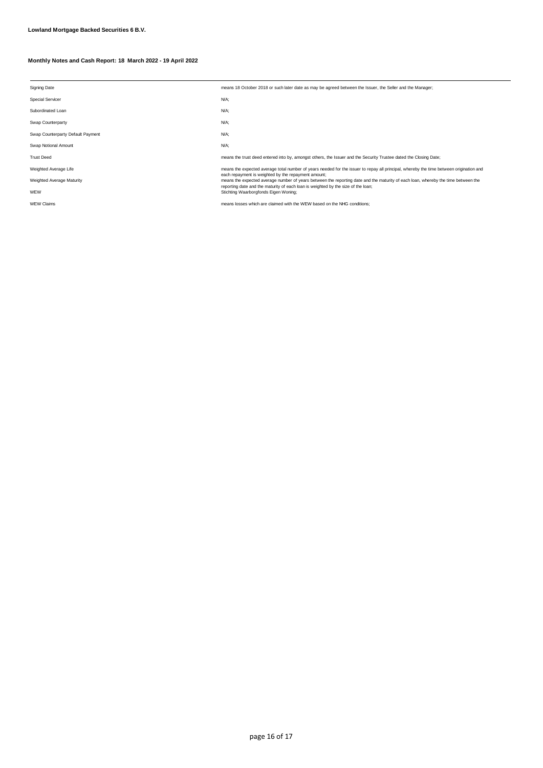**Lowland Mortgage Backed Securities 6 B.V.**

**Monthly Notes and Cash Report: 18 March 2022 - 19 April 2022**

| | |
|---|---|
| Signing Date | means 18 October 2018 or such later date as may be agreed between the Issuer, the Seller and the Manager; |
| Special Servicer | N/A; |
| Subordinated Loan | N/A; |
| Swap Counterparty | N/A; |
| Swap Counterparty Default Payment | N/A; |
| Swap Notional Amount | N/A; |
| Trust Deed | means the trust deed entered into by, amongst others, the Issuer and the Security Trustee dated the Closing Date; |
| Weighted Average Life | means the expected average total number of years needed for the issuer to repay all principal, whereby the time between origination and each repayment is weighted by the repayment amount; |
| Weighted Average Maturity | means the expected average number of years between the reporting date and the maturity of each loan, whereby the time between the reporting date and the maturity of each loan is weighted by the size of the loan; |
| WEW | Stichting Waarborgfonds Eigen Woning; |
| WEW Claims | means losses which are claimed with the WEW based on the NHG conditions; |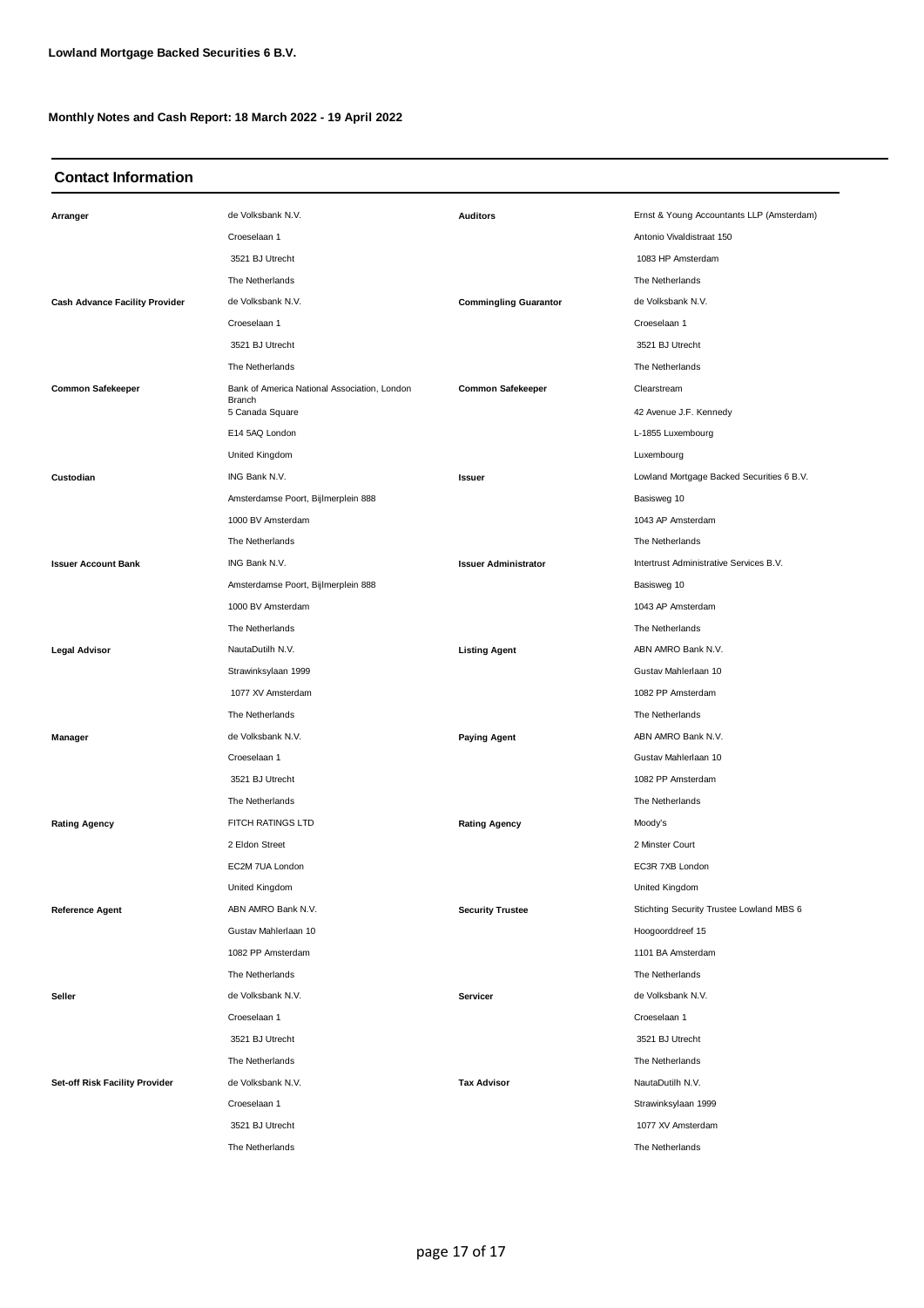**Lowland Mortgage Backed Securities 6 B.V.**

**Monthly Notes and Cash Report: 18 March 2022 - 19 April 2022**

## Contact Information

| | | | |
|---|---|---|---|
| **Arranger** | de Volksbank N.V. | **Auditors** | Ernst & Young Accountants LLP (Amsterdam) |
| | Croeselaan 1 | | Antonio Vivaldistraat 150 |
| | 3521 BJ Utrecht | | 1083 HP Amsterdam |
| | The Netherlands | | The Netherlands |
| **Cash Advance Facility Provider** | de Volksbank N.V. | **Commingling Guarantor** | de Volksbank N.V. |
| | Croeselaan 1 | | Croeselaan 1 |
| | 3521 BJ Utrecht | | 3521 BJ Utrecht |
| | The Netherlands | | The Netherlands |
| **Common Safekeeper** | Bank of America National Association, London Branch | **Common Safekeeper** | Clearstream |
| | 5 Canada Square | | 42 Avenue J.F. Kennedy |
| | E14 5AQ London | | L-1855 Luxembourg |
| | United Kingdom | | Luxembourg |
| **Custodian** | ING Bank N.V. | **Issuer** | Lowland Mortgage Backed Securities 6 B.V. |
| | Amsterdamse Poort, Bijlmerplein 888 | | Basisweg 10 |
| | 1000 BV Amsterdam | | 1043 AP Amsterdam |
| | The Netherlands | | The Netherlands |
| **Issuer Account Bank** | ING Bank N.V. | **Issuer Administrator** | Intertrust Administrative Services B.V. |
| | Amsterdamse Poort, Bijlmerplein 888 | | Basisweg 10 |
| | 1000 BV Amsterdam | | 1043 AP Amsterdam |
| | The Netherlands | | The Netherlands |
| **Legal Advisor** | NautaDutilh N.V. | **Listing Agent** | ABN AMRO Bank N.V. |
| | Strawinksylaan 1999 | | Gustav Mahlerlaan 10 |
| | 1077 XV Amsterdam | | 1082 PP Amsterdam |
| | The Netherlands | | The Netherlands |
| **Manager** | de Volksbank N.V. | **Paying Agent** | ABN AMRO Bank N.V. |
| | Croeselaan 1 | | Gustav Mahlerlaan 10 |
| | 3521 BJ Utrecht | | 1082 PP Amsterdam |
| | The Netherlands | | The Netherlands |
| **Rating Agency** | FITCH RATINGS LTD | **Rating Agency** | Moody's |
| | 2 Eldon Street | | 2 Minster Court |
| | EC2M 7UA London | | EC3R 7XB London |
| | United Kingdom | | United Kingdom |
| **Reference Agent** | ABN AMRO Bank N.V. | **Security Trustee** | Stichting Security Trustee Lowland MBS 6 |
| | Gustav Mahlerlaan 10 | | Hoogoorddreef 15 |
| | 1082 PP Amsterdam | | 1101 BA Amsterdam |
| | The Netherlands | | The Netherlands |
| **Seller** | de Volksbank N.V. | **Servicer** | de Volksbank N.V. |
| | Croeselaan 1 | | Croeselaan 1 |
| | 3521 BJ Utrecht | | 3521 BJ Utrecht |
| | The Netherlands | | The Netherlands |
| **Set-off Risk Facility Provider** | de Volksbank N.V. | **Tax Advisor** | NautaDutilh N.V. |
| | Croeselaan 1 | | Strawinksylaan 1999 |
| | 3521 BJ Utrecht | | 1077 XV Amsterdam |
| | The Netherlands | | The Netherlands |